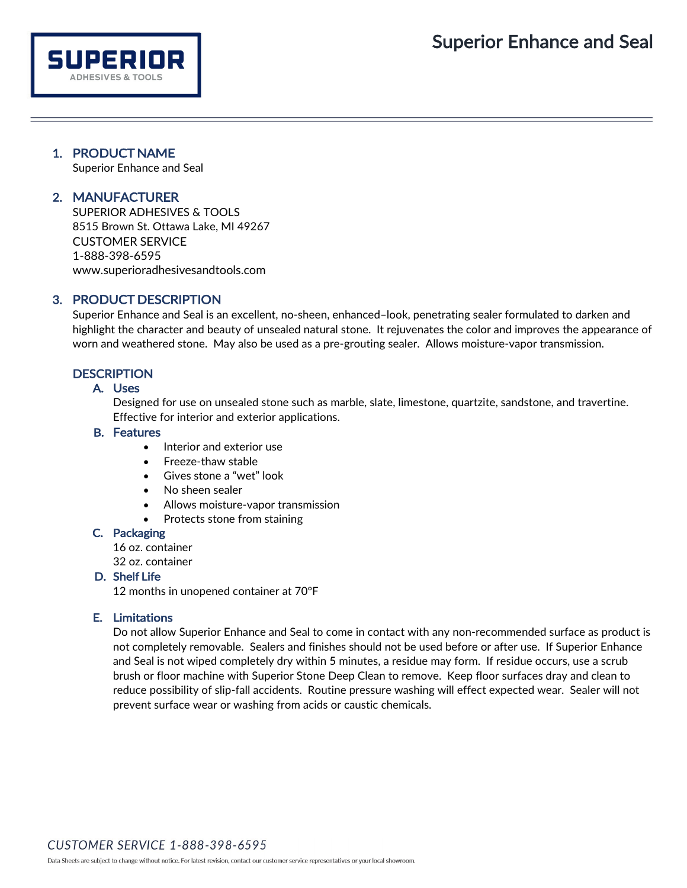# Superior Enhance and Seal

## 1. PRODUCT NAME

Superior Enhance and Seal

## 2. MANUFACTURER

SUPERIOR ADHESIVES & TOOLS
8515 Brown St. Ottawa Lake, MI 49267
CUSTOMER SERVICE
1-888-398-6595
www.superioradhesivesandtools.com

## 3. PRODUCT DESCRIPTION

Superior Enhance and Seal is an excellent, no-sheen, enhanced–look, penetrating sealer formulated to darken and highlight the character and beauty of unsealed natural stone. It rejuvenates the color and improves the appearance of worn and weathered stone. May also be used as a pre-grouting sealer. Allows moisture-vapor transmission.

## DESCRIPTION

### A. Uses

Designed for use on unsealed stone such as marble, slate, limestone, quartzite, sandstone, and travertine. Effective for interior and exterior applications.

### B. Features

- Interior and exterior use
- Freeze-thaw stable
- Gives stone a "wet" look
- No sheen sealer
- Allows moisture-vapor transmission
- Protects stone from staining

### C. Packaging

16 oz. container
32 oz. container

### D. Shelf Life

12 months in unopened container at 70°F

### E. Limitations

Do not allow Superior Enhance and Seal to come in contact with any non-recommended surface as product is not completely removable. Sealers and finishes should not be used before or after use. If Superior Enhance and Seal is not wiped completely dry within 5 minutes, a residue may form. If residue occurs, use a scrub brush or floor machine with Superior Stone Deep Clean to remove. Keep floor surfaces dray and clean to reduce possibility of slip-fall accidents. Routine pressure washing will effect expected wear. Sealer will not prevent surface wear or washing from acids or caustic chemicals.

*CUSTOMER SERVICE 1-888-398-6595*

Data Sheets are subject to change without notice. For latest revision, contact our customer service representatives or your local showroom.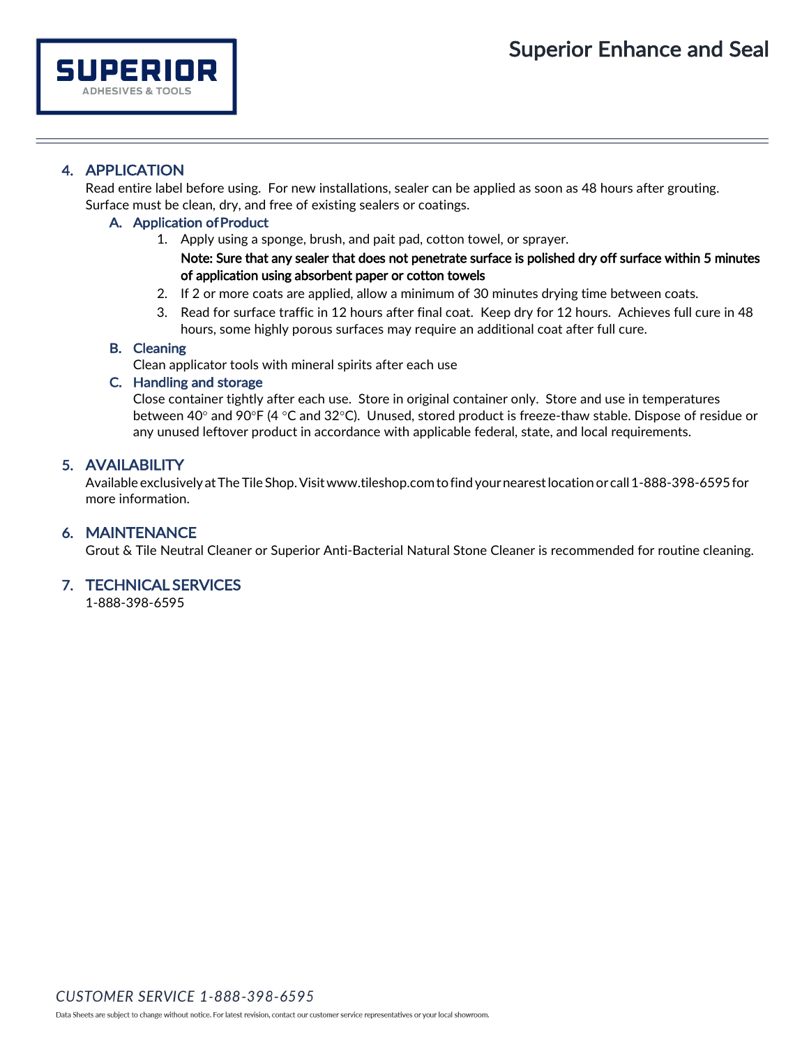## 4. APPLICATION

Read entire label before using. For new installations, sealer can be applied as soon as 48 hours after grouting. Surface must be clean, dry, and free of existing sealers or coatings.

### A. Application of Product

1. Apply using a sponge, brush, and pait pad, cotton towel, or sprayer.

   **Note: Sure that any sealer that does not penetrate surface is polished dry off surface within 5 minutes of application using absorbent paper or cotton towels**

2. If 2 or more coats are applied, allow a minimum of 30 minutes drying time between coats.
3. Read for surface traffic in 12 hours after final coat. Keep dry for 12 hours. Achieves full cure in 48 hours, some highly porous surfaces may require an additional coat after full cure.

### B. Cleaning

Clean applicator tools with mineral spirits after each use

### C. Handling and storage

Close container tightly after each use. Store in original container only. Store and use in temperatures between 40° and 90°F (4 °C and 32°C). Unused, stored product is freeze-thaw stable. Dispose of residue or any unused leftover product in accordance with applicable federal, state, and local requirements.

## 5. AVAILABILITY

Available exclusively at The Tile Shop. Visit www.tileshop.com to find your nearest location or call 1-888-398-6595 for more information.

## 6. MAINTENANCE

Grout & Tile Neutral Cleaner or Superior Anti-Bacterial Natural Stone Cleaner is recommended for routine cleaning.

## 7. TECHNICAL SERVICES

1-888-398-6595

*CUSTOMER SERVICE 1-888-398-6595*

Data Sheets are subject to change without notice. For latest revision, contact our customer service representatives or your local showroom.